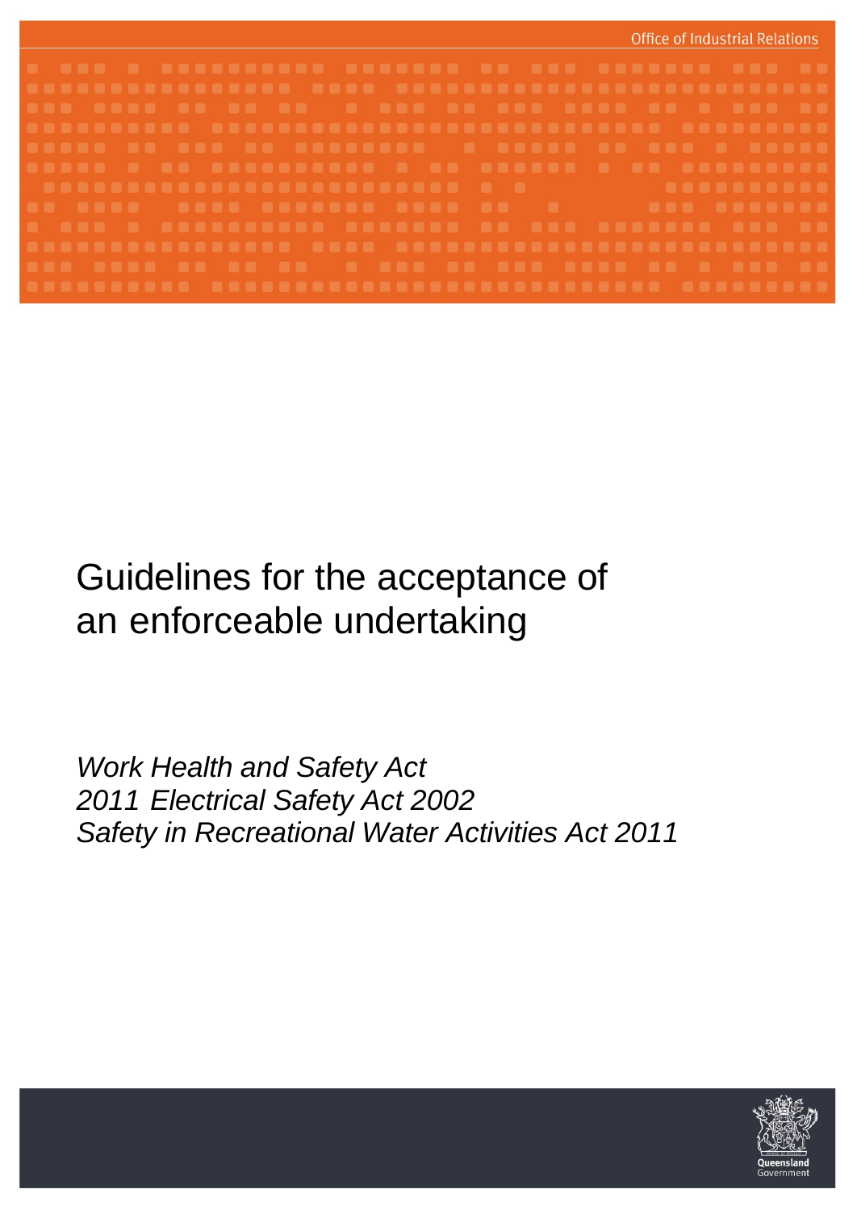Office of Industrial Relations

# Guidelines for the acceptance of an enforceable undertaking

*Work Health and Safety Act 2011*
*Electrical Safety Act 2002*
*Safety in Recreational Water Activities Act 2011*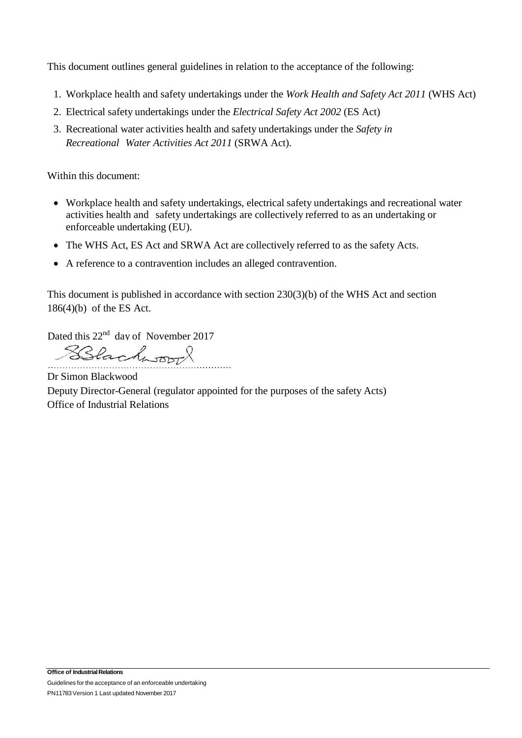This document outlines general guidelines in relation to the acceptance of the following:

1. Workplace health and safety undertakings under the *Work Health and Safety Act 2011* (WHS Act)
2. Electrical safety undertakings under the *Electrical Safety Act 2002* (ES Act)
3. Recreational water activities health and safety undertakings under the *Safety in Recreational Water Activities Act 2011* (SRWA Act).

Within this document:

- Workplace health and safety undertakings, electrical safety undertakings and recreational water activities health and safety undertakings are collectively referred to as an undertaking or enforceable undertaking (EU).
- The WHS Act, ES Act and SRWA Act are collectively referred to as the safety Acts.
- A reference to a contravention includes an alleged contravention.

This document is published in accordance with section 230(3)(b) of the WHS Act and section 186(4)(b) of the ES Act.

Dated this 22nd day of November 2017

………………………………………………………

Dr Simon Blackwood

Deputy Director-General (regulator appointed for the purposes of the safety Acts)

Office of Industrial Relations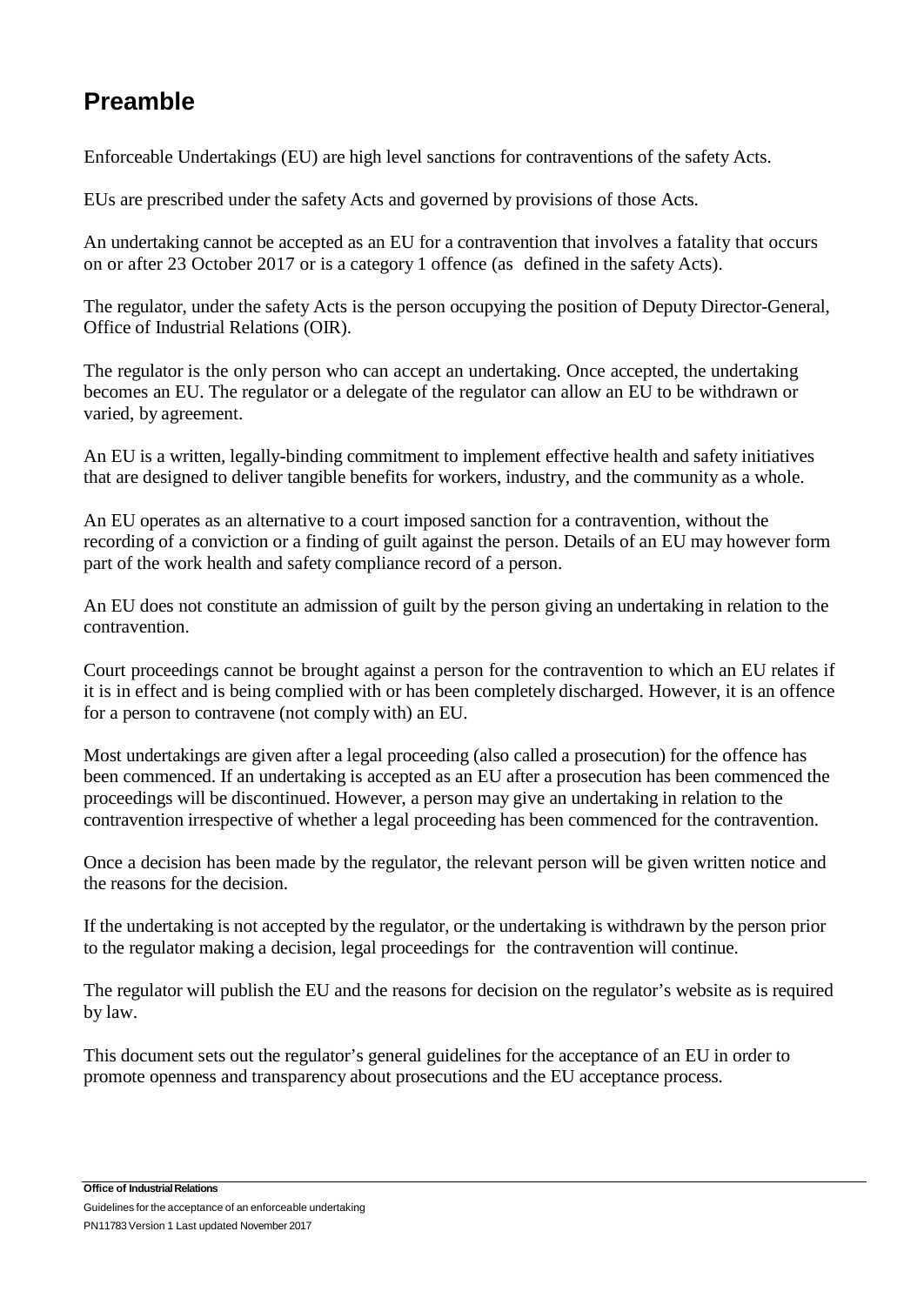# Preamble

Enforceable Undertakings (EU) are high level sanctions for contraventions of the safety Acts.

EUs are prescribed under the safety Acts and governed by provisions of those Acts.

An undertaking cannot be accepted as an EU for a contravention that involves a fatality that occurs on or after 23 October 2017 or is a category 1 offence (as defined in the safety Acts).

The regulator, under the safety Acts is the person occupying the position of Deputy Director-General, Office of Industrial Relations (OIR).

The regulator is the only person who can accept an undertaking. Once accepted, the undertaking becomes an EU. The regulator or a delegate of the regulator can allow an EU to be withdrawn or varied, by agreement.

An EU is a written, legally-binding commitment to implement effective health and safety initiatives that are designed to deliver tangible benefits for workers, industry, and the community as a whole.

An EU operates as an alternative to a court imposed sanction for a contravention, without the recording of a conviction or a finding of guilt against the person. Details of an EU may however form part of the work health and safety compliance record of a person.

An EU does not constitute an admission of guilt by the person giving an undertaking in relation to the contravention.

Court proceedings cannot be brought against a person for the contravention to which an EU relates if it is in effect and is being complied with or has been completely discharged. However, it is an offence for a person to contravene (not comply with) an EU.

Most undertakings are given after a legal proceeding (also called a prosecution) for the offence has been commenced. If an undertaking is accepted as an EU after a prosecution has been commenced the proceedings will be discontinued. However, a person may give an undertaking in relation to the contravention irrespective of whether a legal proceeding has been commenced for the contravention.

Once a decision has been made by the regulator, the relevant person will be given written notice and the reasons for the decision.

If the undertaking is not accepted by the regulator, or the undertaking is withdrawn by the person prior to the regulator making a decision, legal proceedings for the contravention will continue.

The regulator will publish the EU and the reasons for decision on the regulator's website as is required by law.

This document sets out the regulator's general guidelines for the acceptance of an EU in order to promote openness and transparency about prosecutions and the EU acceptance process.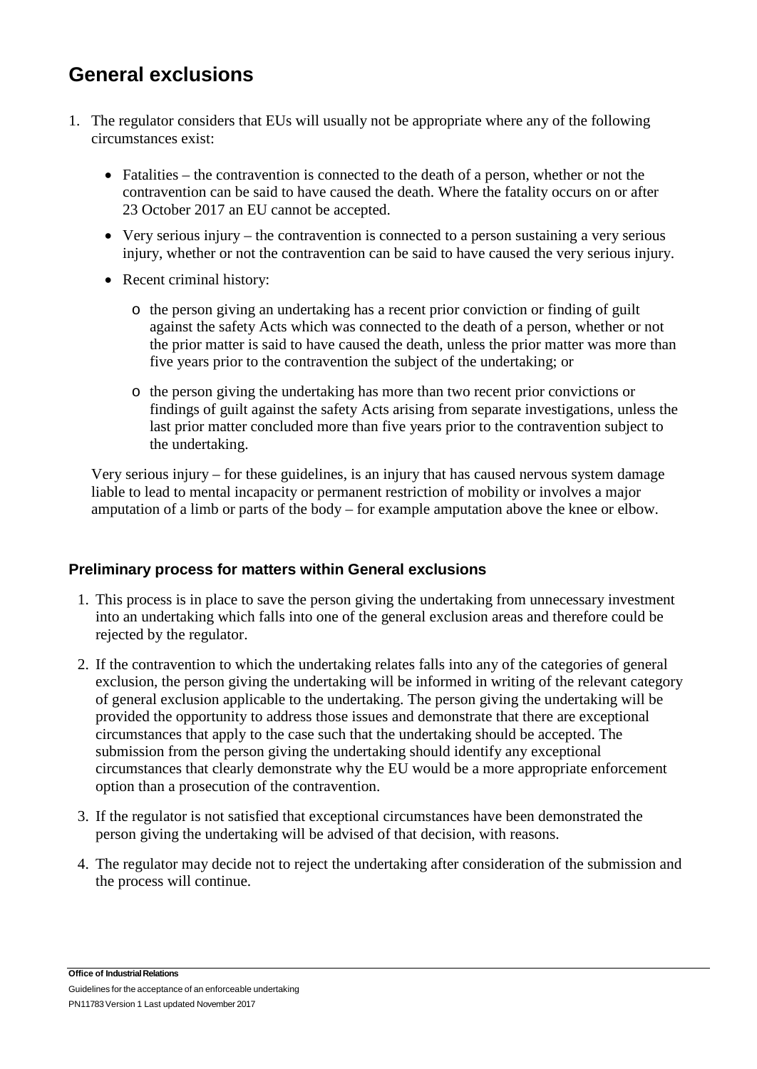## General exclusions

1. The regulator considers that EUs will usually not be appropriate where any of the following circumstances exist:

    - Fatalities – the contravention is connected to the death of a person, whether or not the contravention can be said to have caused the death. Where the fatality occurs on or after 23 October 2017 an EU cannot be accepted.
    - Very serious injury – the contravention is connected to a person sustaining a very serious injury, whether or not the contravention can be said to have caused the very serious injury.
    - Recent criminal history:
        - the person giving an undertaking has a recent prior conviction or finding of guilt against the safety Acts which was connected to the death of a person, whether or not the prior matter is said to have caused the death, unless the prior matter was more than five years prior to the contravention the subject of the undertaking; or
        - the person giving the undertaking has more than two recent prior convictions or findings of guilt against the safety Acts arising from separate investigations, unless the last prior matter concluded more than five years prior to the contravention subject to the undertaking.

    Very serious injury – for these guidelines, is an injury that has caused nervous system damage liable to lead to mental incapacity or permanent restriction of mobility or involves a major amputation of a limb or parts of the body – for example amputation above the knee or elbow.

### Preliminary process for matters within General exclusions

1. This process is in place to save the person giving the undertaking from unnecessary investment into an undertaking which falls into one of the general exclusion areas and therefore could be rejected by the regulator.
2. If the contravention to which the undertaking relates falls into any of the categories of general exclusion, the person giving the undertaking will be informed in writing of the relevant category of general exclusion applicable to the undertaking. The person giving the undertaking will be provided the opportunity to address those issues and demonstrate that there are exceptional circumstances that apply to the case such that the undertaking should be accepted. The submission from the person giving the undertaking should identify any exceptional circumstances that clearly demonstrate why the EU would be a more appropriate enforcement option than a prosecution of the contravention.
3. If the regulator is not satisfied that exceptional circumstances have been demonstrated the person giving the undertaking will be advised of that decision, with reasons.
4. The regulator may decide not to reject the undertaking after consideration of the submission and the process will continue.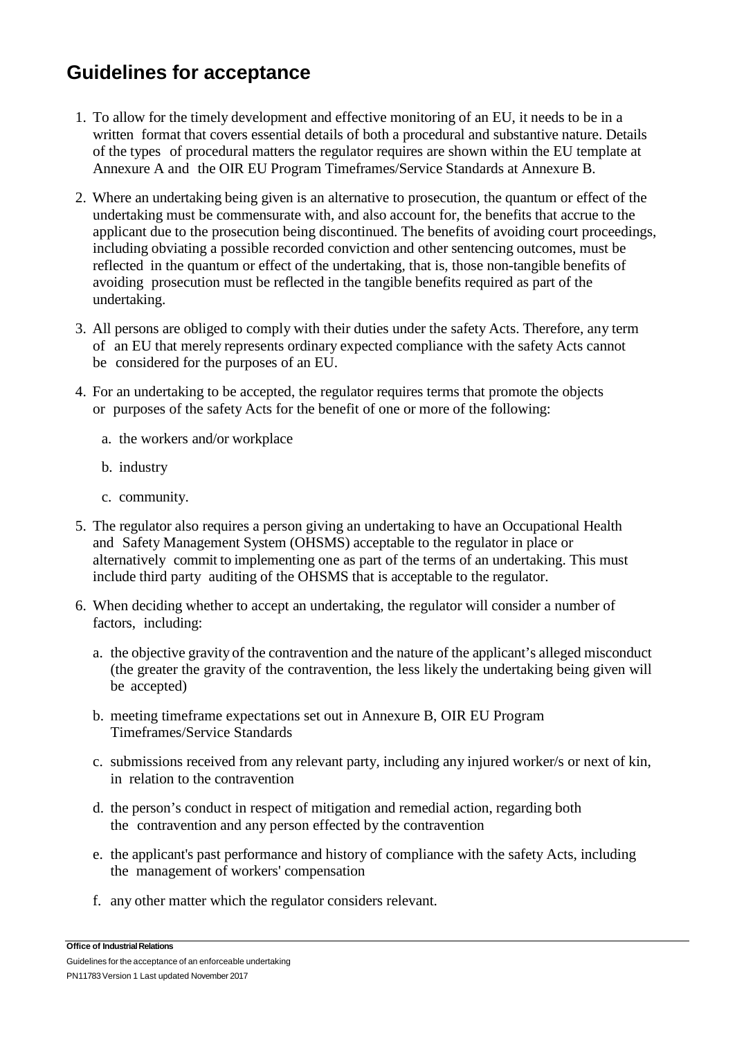## Guidelines for acceptance

1. To allow for the timely development and effective monitoring of an EU, it needs to be in a written format that covers essential details of both a procedural and substantive nature. Details of the types of procedural matters the regulator requires are shown within the EU template at Annexure A and the OIR EU Program Timeframes/Service Standards at Annexure B.

2. Where an undertaking being given is an alternative to prosecution, the quantum or effect of the undertaking must be commensurate with, and also account for, the benefits that accrue to the applicant due to the prosecution being discontinued. The benefits of avoiding court proceedings, including obviating a possible recorded conviction and other sentencing outcomes, must be reflected in the quantum or effect of the undertaking, that is, those non-tangible benefits of avoiding prosecution must be reflected in the tangible benefits required as part of the undertaking.

3. All persons are obliged to comply with their duties under the safety Acts. Therefore, any term of an EU that merely represents ordinary expected compliance with the safety Acts cannot be considered for the purposes of an EU.

4. For an undertaking to be accepted, the regulator requires terms that promote the objects or purposes of the safety Acts for the benefit of one or more of the following:

    a. the workers and/or workplace

    b. industry

    c. community.

5. The regulator also requires a person giving an undertaking to have an Occupational Health and Safety Management System (OHSMS) acceptable to the regulator in place or alternatively commit to implementing one as part of the terms of an undertaking. This must include third party auditing of the OHSMS that is acceptable to the regulator.

6. When deciding whether to accept an undertaking, the regulator will consider a number of factors, including:

    a. the objective gravity of the contravention and the nature of the applicant's alleged misconduct (the greater the gravity of the contravention, the less likely the undertaking being given will be accepted)

    b. meeting timeframe expectations set out in Annexure B, OIR EU Program Timeframes/Service Standards

    c. submissions received from any relevant party, including any injured worker/s or next of kin, in relation to the contravention

    d. the person's conduct in respect of mitigation and remedial action, regarding both the contravention and any person effected by the contravention

    e. the applicant's past performance and history of compliance with the safety Acts, including the management of workers' compensation

    f. any other matter which the regulator considers relevant.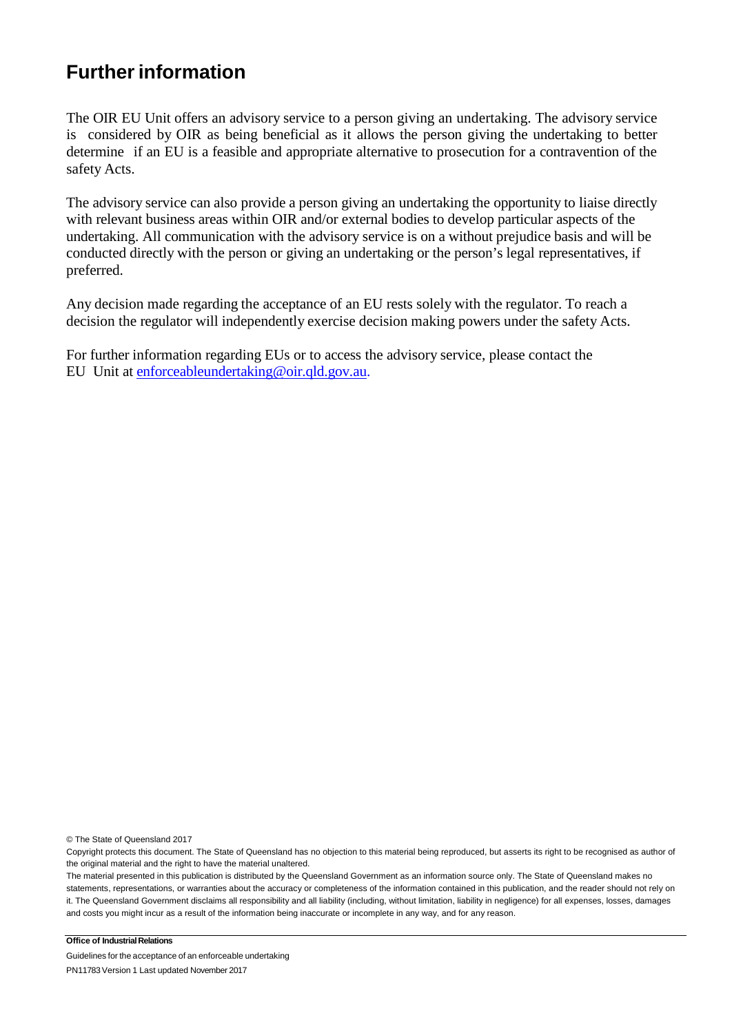## Further information

The OIR EU Unit offers an advisory service to a person giving an undertaking. The advisory service is considered by OIR as being beneficial as it allows the person giving the undertaking to better determine if an EU is a feasible and appropriate alternative to prosecution for a contravention of the safety Acts.

The advisory service can also provide a person giving an undertaking the opportunity to liaise directly with relevant business areas within OIR and/or external bodies to develop particular aspects of the undertaking. All communication with the advisory service is on a without prejudice basis and will be conducted directly with the person or giving an undertaking or the person's legal representatives, if preferred.

Any decision made regarding the acceptance of an EU rests solely with the regulator. To reach a decision the regulator will independently exercise decision making powers under the safety Acts.

For further information regarding EUs or to access the advisory service, please contact the EU Unit at enforceableundertaking@oir.qld.gov.au.

© The State of Queensland 2017

Copyright protects this document. The State of Queensland has no objection to this material being reproduced, but asserts its right to be recognised as author of the original material and the right to have the material unaltered.

The material presented in this publication is distributed by the Queensland Government as an information source only. The State of Queensland makes no statements, representations, or warranties about the accuracy or completeness of the information contained in this publication, and the reader should not rely on it. The Queensland Government disclaims all responsibility and all liability (including, without limitation, liability in negligence) for all expenses, losses, damages and costs you might incur as a result of the information being inaccurate or incomplete in any way, and for any reason.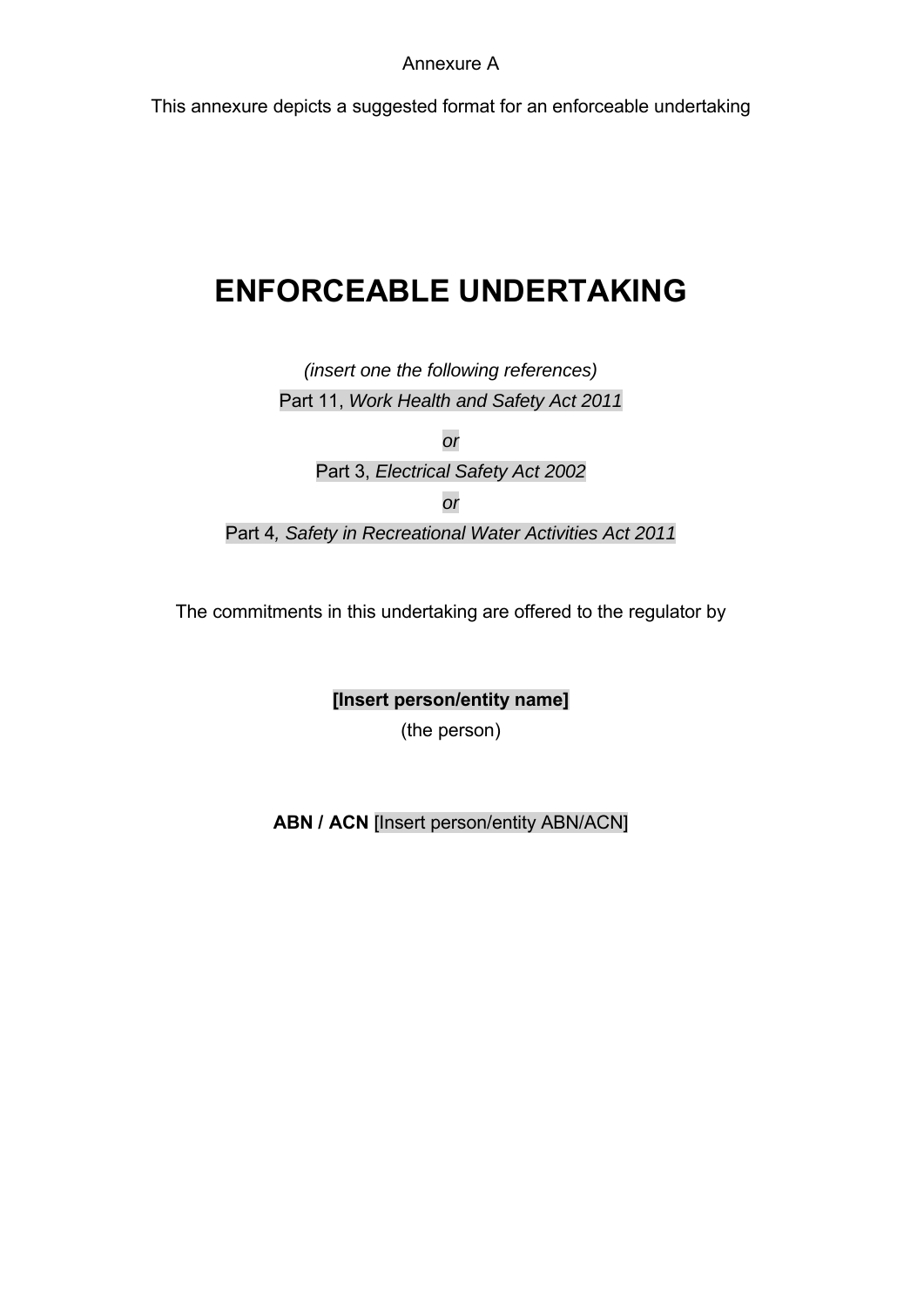Annexure A

This annexure depicts a suggested format for an enforceable undertaking

# ENFORCEABLE UNDERTAKING

*(insert one the following references)*

Part 11, *Work Health and Safety Act 2011*

*or*

Part 3, *Electrical Safety Act 2002*

*or*

Part 4, *Safety in Recreational Water Activities Act 2011*

The commitments in this undertaking are offered to the regulator by

**[Insert person/entity name]**

(the person)

**ABN / ACN** [Insert person/entity ABN/ACN]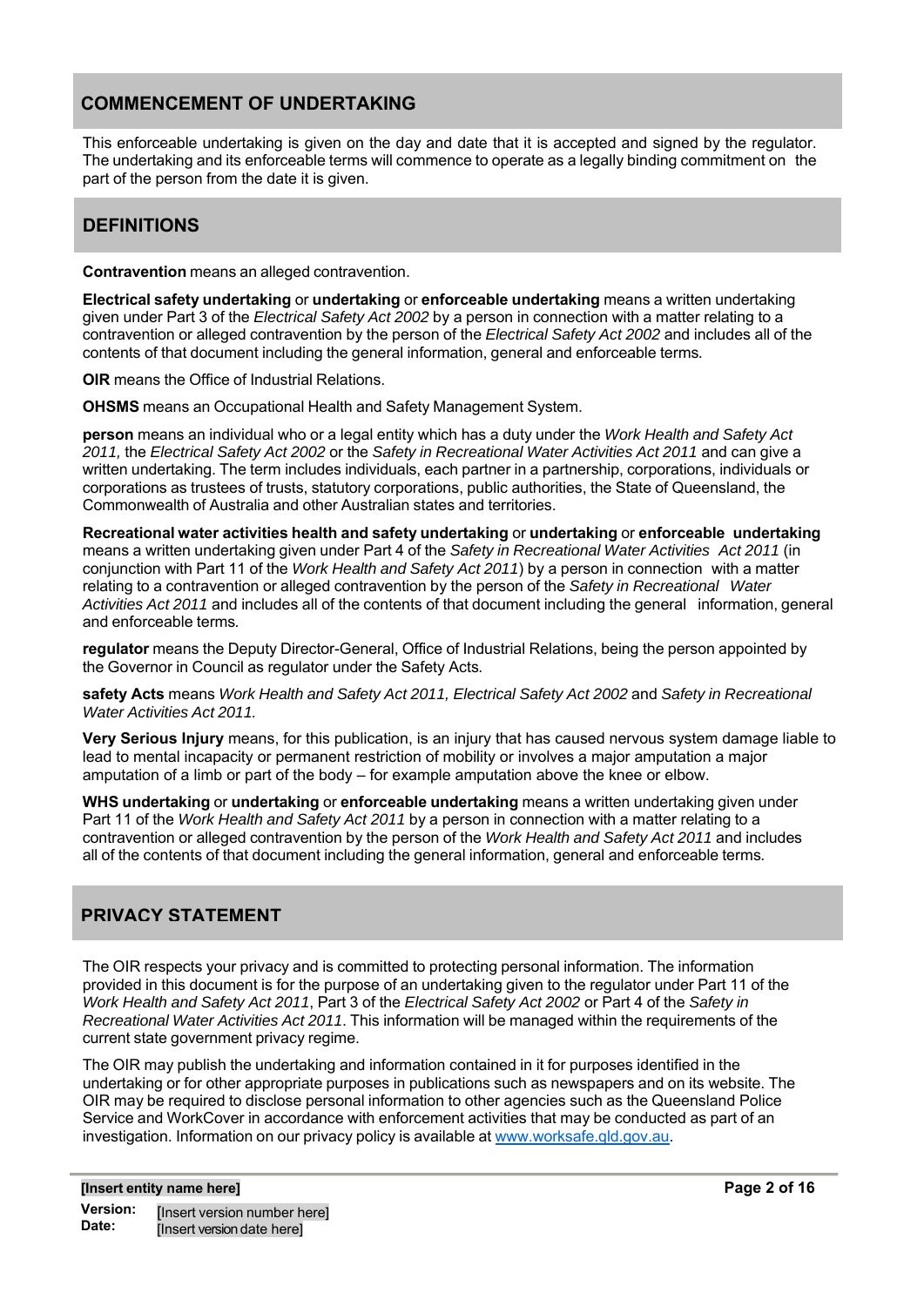## COMMENCEMENT OF UNDERTAKING

This enforceable undertaking is given on the day and date that it is accepted and signed by the regulator. The undertaking and its enforceable terms will commence to operate as a legally binding commitment on the part of the person from the date it is given.

## DEFINITIONS

**Contravention** means an alleged contravention.

**Electrical safety undertaking** or **undertaking** or **enforceable undertaking** means a written undertaking given under Part 3 of the *Electrical Safety Act 2002* by a person in connection with a matter relating to a contravention or alleged contravention by the person of the *Electrical Safety Act 2002* and includes all of the contents of that document including the general information, general and enforceable terms.

**OIR** means the Office of Industrial Relations.

**OHSMS** means an Occupational Health and Safety Management System.

**person** means an individual who or a legal entity which has a duty under the *Work Health and Safety Act 2011,* the *Electrical Safety Act 2002* or the *Safety in Recreational Water Activities Act 2011* and can give a written undertaking. The term includes individuals, each partner in a partnership, corporations, individuals or corporations as trustees of trusts, statutory corporations, public authorities, the State of Queensland, the Commonwealth of Australia and other Australian states and territories.

**Recreational water activities health and safety undertaking** or **undertaking** or **enforceable undertaking** means a written undertaking given under Part 4 of the *Safety in Recreational Water Activities Act 2011* (in conjunction with Part 11 of the *Work Health and Safety Act 2011*) by a person in connection with a matter relating to a contravention or alleged contravention by the person of the *Safety in Recreational Water Activities Act 2011* and includes all of the contents of that document including the general information, general and enforceable terms.

**regulator** means the Deputy Director-General, Office of Industrial Relations, being the person appointed by the Governor in Council as regulator under the Safety Acts.

**safety Acts** means *Work Health and Safety Act 2011, Electrical Safety Act 2002* and *Safety in Recreational Water Activities Act 2011.*

**Very Serious Injury** means, for this publication, is an injury that has caused nervous system damage liable to lead to mental incapacity or permanent restriction of mobility or involves a major amputation a major amputation of a limb or part of the body – for example amputation above the knee or elbow.

**WHS undertaking** or **undertaking** or **enforceable undertaking** means a written undertaking given under Part 11 of the *Work Health and Safety Act 2011* by a person in connection with a matter relating to a contravention or alleged contravention by the person of the *Work Health and Safety Act 2011* and includes all of the contents of that document including the general information, general and enforceable terms.

## PRIVACY STATEMENT

The OIR respects your privacy and is committed to protecting personal information. The information provided in this document is for the purpose of an undertaking given to the regulator under Part 11 of the *Work Health and Safety Act 2011*, Part 3 of the *Electrical Safety Act 2002* or Part 4 of the *Safety in Recreational Water Activities Act 2011*. This information will be managed within the requirements of the current state government privacy regime.

The OIR may publish the undertaking and information contained in it for purposes identified in the undertaking or for other appropriate purposes in publications such as newspapers and on its website. The OIR may be required to disclose personal information to other agencies such as the Queensland Police Service and WorkCover in accordance with enforcement activities that may be conducted as part of an investigation. Information on our privacy policy is available at www.worksafe.qld.gov.au.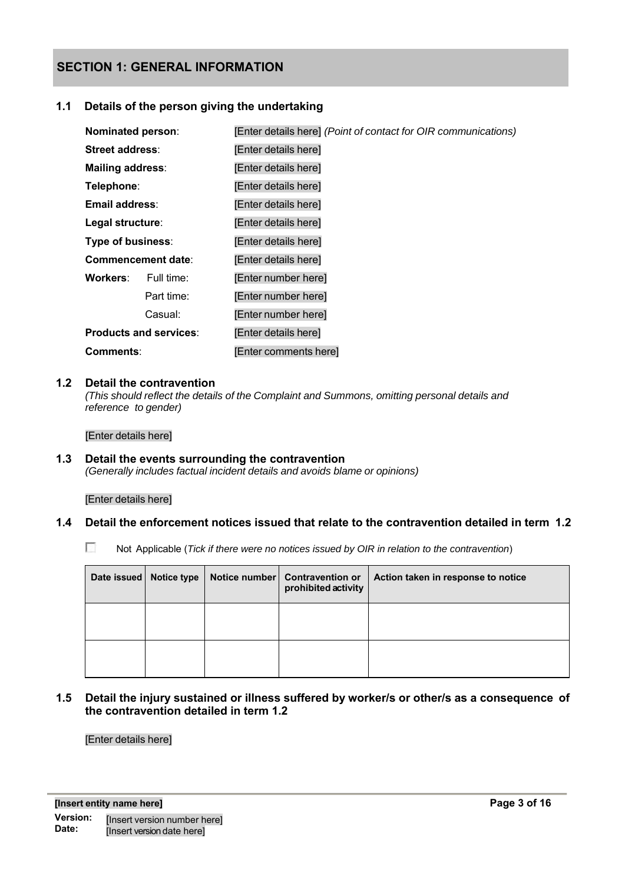## SECTION 1: GENERAL INFORMATION

### 1.1 Details of the person giving the undertaking

**Nominated person**: [Enter details here] *(Point of contact for OIR communications)*

**Street address**: [Enter details here]

**Mailing address**: [Enter details here]

**Telephone**: [Enter details here]

**Email address**: [Enter details here]

**Legal structure**: [Enter details here]

**Type of business**: [Enter details here]

**Commencement date**: [Enter details here]

**Workers**: Full time: [Enter number here]

Part time: [Enter number here]

Casual: [Enter number here]

**Products and services**: [Enter details here]

**Comments**: [Enter comments here]

### 1.2 Detail the contravention

*(This should reflect the details of the Complaint and Summons, omitting personal details and reference to gender)*

[Enter details here]

### 1.3 Detail the events surrounding the contravention

*(Generally includes factual incident details and avoids blame or opinions)*

[Enter details here]

### 1.4 Detail the enforcement notices issued that relate to the contravention detailed in term 1.2

☐ Not Applicable (*Tick if there were no notices issued by OIR in relation to the contravention*)

| Date issued | Notice type | Notice number | Contravention or prohibited activity | Action taken in response to notice |
|---|---|---|---|---|
| | | | | |
| | | | | |

### 1.5 Detail the injury sustained or illness suffered by worker/s or other/s as a consequence of the contravention detailed in term 1.2

[Enter details here]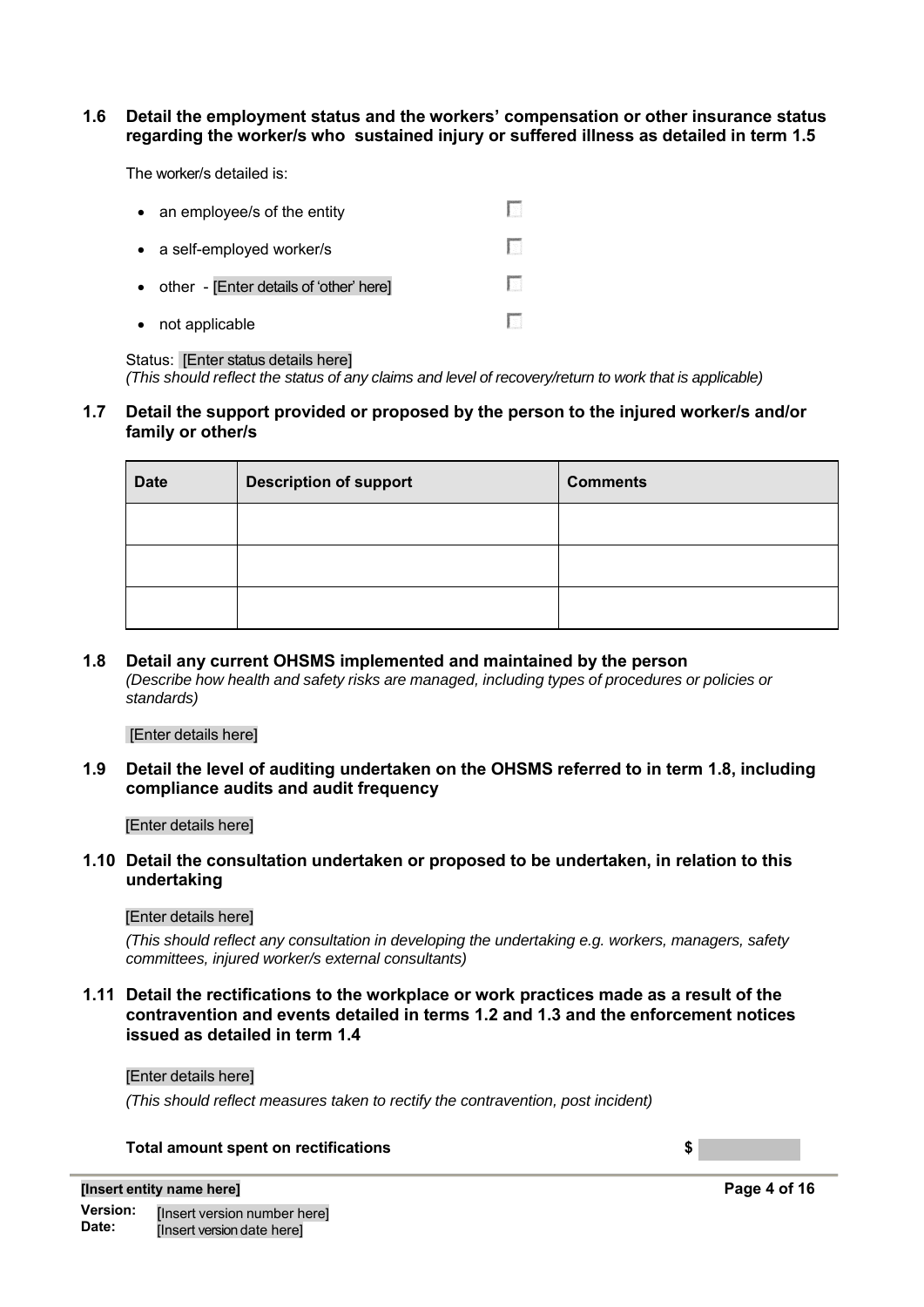### 1.6 Detail the employment status and the workers' compensation or other insurance status regarding the worker/s who sustained injury or suffered illness as detailed in term 1.5

The worker/s detailed is:

- an employee/s of the entity ☐
- a self-employed worker/s ☐
- other - [Enter details of 'other' here] ☐
- not applicable ☐

Status: [Enter status details here]
*(This should reflect the status of any claims and level of recovery/return to work that is applicable)*

### 1.7 Detail the support provided or proposed by the person to the injured worker/s and/or family or other/s

| Date | Description of support | Comments |
|---|---|---|
| | | |
| | | |
| | | |

### 1.8 Detail any current OHSMS implemented and maintained by the person

*(Describe how health and safety risks are managed, including types of procedures or policies or standards)*

[Enter details here]

### 1.9 Detail the level of auditing undertaken on the OHSMS referred to in term 1.8, including compliance audits and audit frequency

[Enter details here]

### 1.10 Detail the consultation undertaken or proposed to be undertaken, in relation to this undertaking

[Enter details here]

*(This should reflect any consultation in developing the undertaking e.g. workers, managers, safety committees, injured worker/s external consultants)*

### 1.11 Detail the rectifications to the workplace or work practices made as a result of the contravention and events detailed in terms 1.2 and 1.3 and the enforcement notices issued as detailed in term 1.4

[Enter details here]

*(This should reflect measures taken to rectify the contravention, post incident)*

**Total amount spent on rectifications** **$**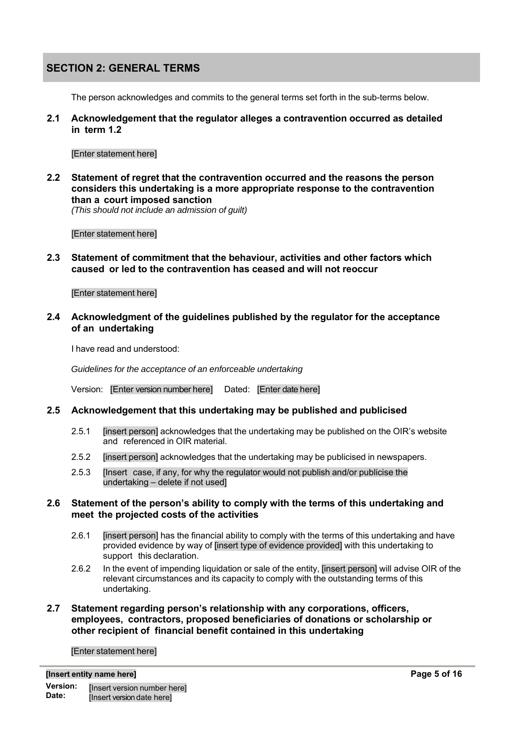## SECTION 2: GENERAL TERMS

The person acknowledges and commits to the general terms set forth in the sub-terms below.

### 2.1 Acknowledgement that the regulator alleges a contravention occurred as detailed in term 1.2

[Enter statement here]

### 2.2 Statement of regret that the contravention occurred and the reasons the person considers this undertaking is a more appropriate response to the contravention than a court imposed sanction

*(This should not include an admission of guilt)*

[Enter statement here]

### 2.3 Statement of commitment that the behaviour, activities and other factors which caused or led to the contravention has ceased and will not reoccur

[Enter statement here]

### 2.4 Acknowledgment of the guidelines published by the regulator for the acceptance of an undertaking

I have read and understood:

*Guidelines for the acceptance of an enforceable undertaking*

Version: [Enter version number here] Dated: [Enter date here]

### 2.5 Acknowledgement that this undertaking may be published and publicised

2.5.1 [insert person] acknowledges that the undertaking may be published on the OIR's website and referenced in OIR material.

2.5.2 [insert person] acknowledges that the undertaking may be publicised in newspapers.

2.5.3 [Insert case, if any, for why the regulator would not publish and/or publicise the undertaking – delete if not used]

### 2.6 Statement of the person's ability to comply with the terms of this undertaking and meet the projected costs of the activities

2.6.1 [insert person] has the financial ability to comply with the terms of this undertaking and have provided evidence by way of [insert type of evidence provided] with this undertaking to support this declaration.

2.6.2 In the event of impending liquidation or sale of the entity, [insert person] will advise OIR of the relevant circumstances and its capacity to comply with the outstanding terms of this undertaking.

### 2.7 Statement regarding person's relationship with any corporations, officers, employees, contractors, proposed beneficiaries of donations or scholarship or other recipient of financial benefit contained in this undertaking

[Enter statement here]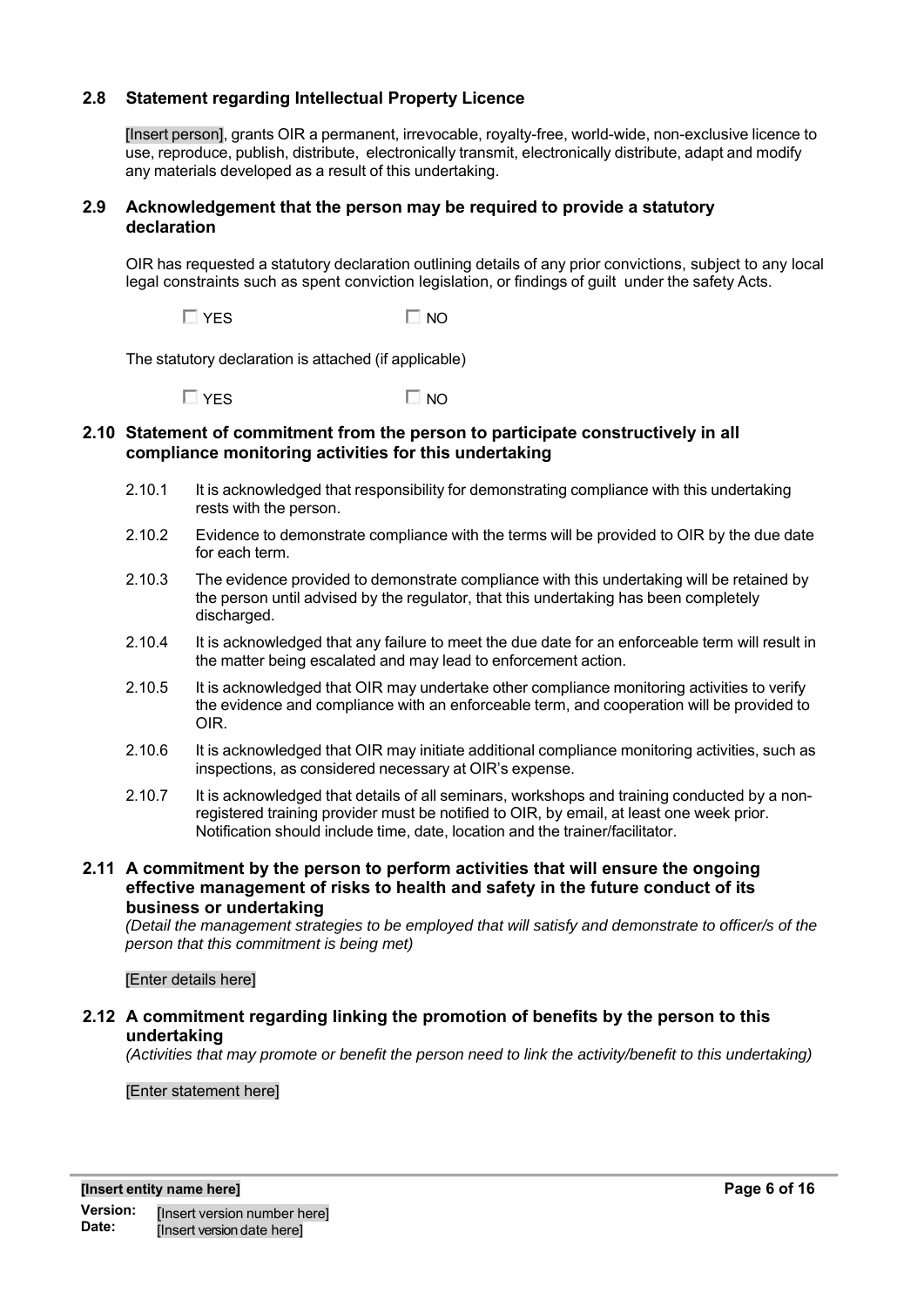## 2.8 Statement regarding Intellectual Property Licence

[Insert person], grants OIR a permanent, irrevocable, royalty-free, world-wide, non-exclusive licence to use, reproduce, publish, distribute, electronically transmit, electronically distribute, adapt and modify any materials developed as a result of this undertaking.

## 2.9 Acknowledgement that the person may be required to provide a statutory declaration

OIR has requested a statutory declaration outlining details of any prior convictions, subject to any local legal constraints such as spent conviction legislation, or findings of guilt under the safety Acts.

☐ YES ☐ NO

The statutory declaration is attached (if applicable)

☐ YES ☐ NO

## 2.10 Statement of commitment from the person to participate constructively in all compliance monitoring activities for this undertaking

2.10.1 It is acknowledged that responsibility for demonstrating compliance with this undertaking rests with the person.

2.10.2 Evidence to demonstrate compliance with the terms will be provided to OIR by the due date for each term.

2.10.3 The evidence provided to demonstrate compliance with this undertaking will be retained by the person until advised by the regulator, that this undertaking has been completely discharged.

2.10.4 It is acknowledged that any failure to meet the due date for an enforceable term will result in the matter being escalated and may lead to enforcement action.

2.10.5 It is acknowledged that OIR may undertake other compliance monitoring activities to verify the evidence and compliance with an enforceable term, and cooperation will be provided to OIR.

2.10.6 It is acknowledged that OIR may initiate additional compliance monitoring activities, such as inspections, as considered necessary at OIR's expense.

2.10.7 It is acknowledged that details of all seminars, workshops and training conducted by a non-registered training provider must be notified to OIR, by email, at least one week prior. Notification should include time, date, location and the trainer/facilitator.

## 2.11 A commitment by the person to perform activities that will ensure the ongoing effective management of risks to health and safety in the future conduct of its business or undertaking

*(Detail the management strategies to be employed that will satisfy and demonstrate to officer/s of the person that this commitment is being met)*

[Enter details here]

## 2.12 A commitment regarding linking the promotion of benefits by the person to this undertaking

*(Activities that may promote or benefit the person need to link the activity/benefit to this undertaking)*

[Enter statement here]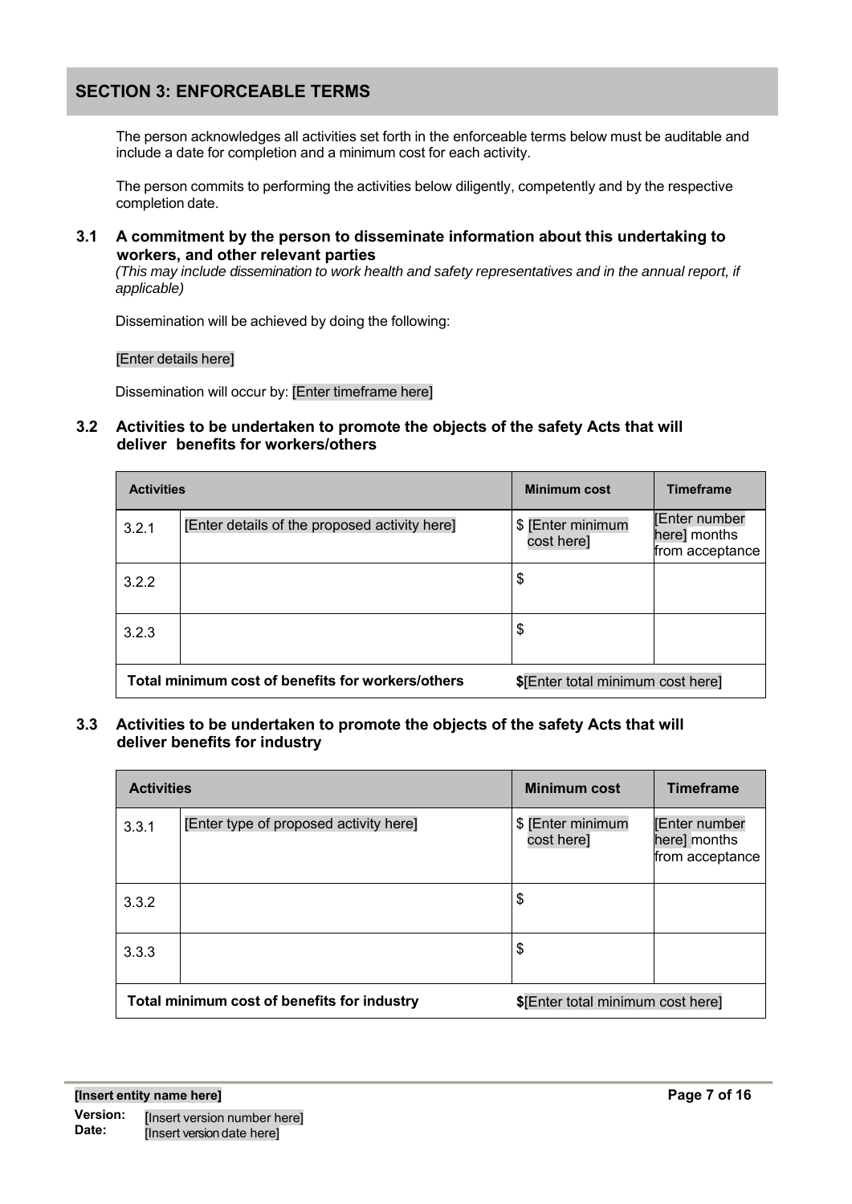## SECTION 3: ENFORCEABLE TERMS

The person acknowledges all activities set forth in the enforceable terms below must be auditable and include a date for completion and a minimum cost for each activity.

The person commits to performing the activities below diligently, competently and by the respective completion date.

### 3.1 A commitment by the person to disseminate information about this undertaking to workers, and other relevant parties

*(This may include dissemination to work health and safety representatives and in the annual report, if applicable)*

Dissemination will be achieved by doing the following:

[Enter details here]

Dissemination will occur by: [Enter timeframe here]

### 3.2 Activities to be undertaken to promote the objects of the safety Acts that will deliver benefits for workers/others

| Activities | | Minimum cost | Timeframe |
|---|---|---|---|
| 3.2.1 | [Enter details of the proposed activity here] | $ [Enter minimum cost here] | [Enter number here] months from acceptance |
| 3.2.2 | | $ | |
| 3.2.3 | | $ | |
| **Total minimum cost of benefits for workers/others** | | **$**[Enter total minimum cost here] | |

### 3.3 Activities to be undertaken to promote the objects of the safety Acts that will deliver benefits for industry

| Activities | | Minimum cost | Timeframe |
|---|---|---|---|
| 3.3.1 | [Enter type of proposed activity here] | $ [Enter minimum cost here] | [Enter number here] months from acceptance |
| 3.3.2 | | $ | |
| 3.3.3 | | $ | |
| **Total minimum cost of benefits for industry** | | **$**[Enter total minimum cost here] | |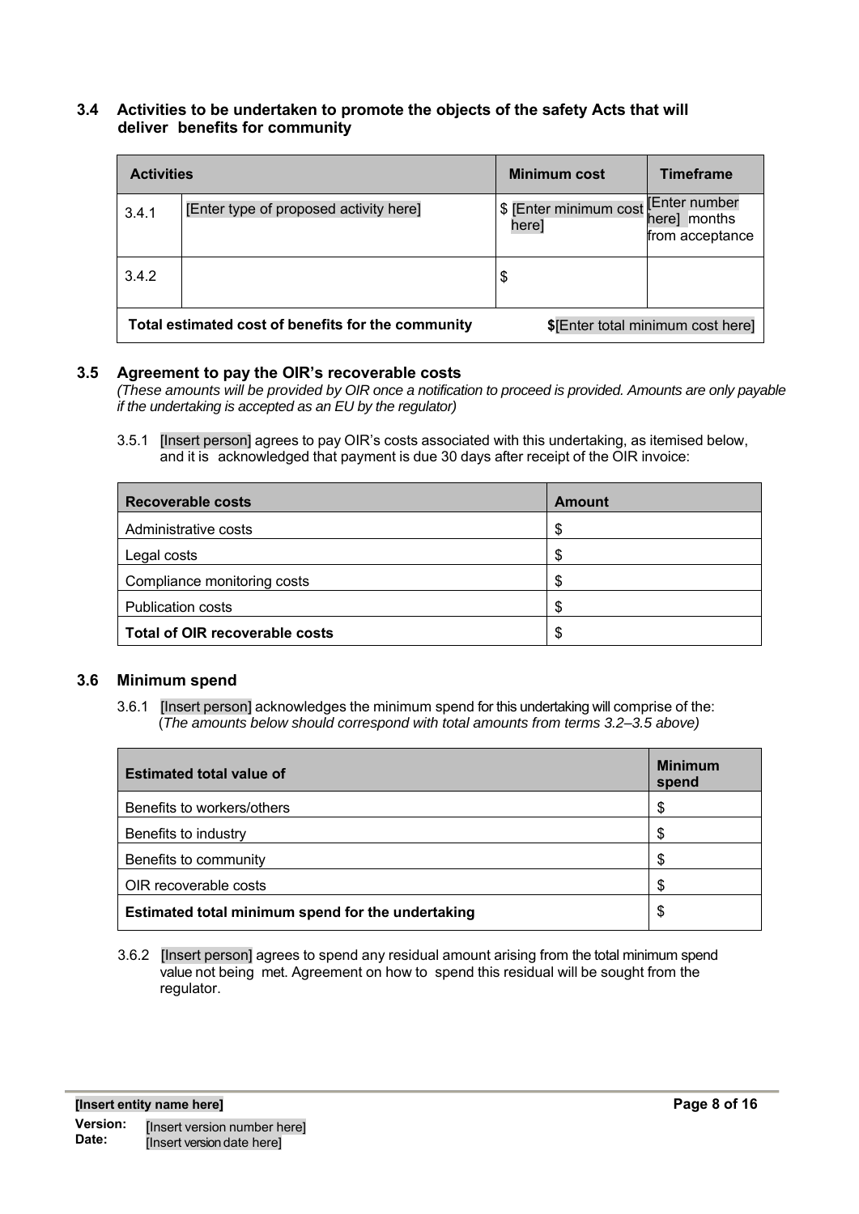### 3.4 Activities to be undertaken to promote the objects of the safety Acts that will deliver benefits for community

| Activities | | Minimum cost | Timeframe |
|---|---|---|---|
| 3.4.1 | [Enter type of proposed activity here] | $ [Enter minimum cost here] | [Enter number here] months from acceptance |
| 3.4.2 | | $ | |
| **Total estimated cost of benefits for the community** | | **$**[Enter total minimum cost here] | |

### 3.5 Agreement to pay the OIR's recoverable costs

*(These amounts will be provided by OIR once a notification to proceed is provided. Amounts are only payable if the undertaking is accepted as an EU by the regulator)*

3.5.1 [Insert person] agrees to pay OIR's costs associated with this undertaking, as itemised below, and it is acknowledged that payment is due 30 days after receipt of the OIR invoice:

| Recoverable costs | Amount |
|---|---|
| Administrative costs | $ |
| Legal costs | $ |
| Compliance monitoring costs | $ |
| Publication costs | $ |
| **Total of OIR recoverable costs** | $ |

### 3.6 Minimum spend

3.6.1 [Insert person] acknowledges the minimum spend for this undertaking will comprise of the: (*The amounts below should correspond with total amounts from terms 3.2–3.5 above)*

| Estimated total value of | Minimum spend |
|---|---|
| Benefits to workers/others | $ |
| Benefits to industry | $ |
| Benefits to community | $ |
| OIR recoverable costs | $ |
| **Estimated total minimum spend for the undertaking** | $ |

3.6.2 [Insert person] agrees to spend any residual amount arising from the total minimum spend value not being met. Agreement on how to spend this residual will be sought from the regulator.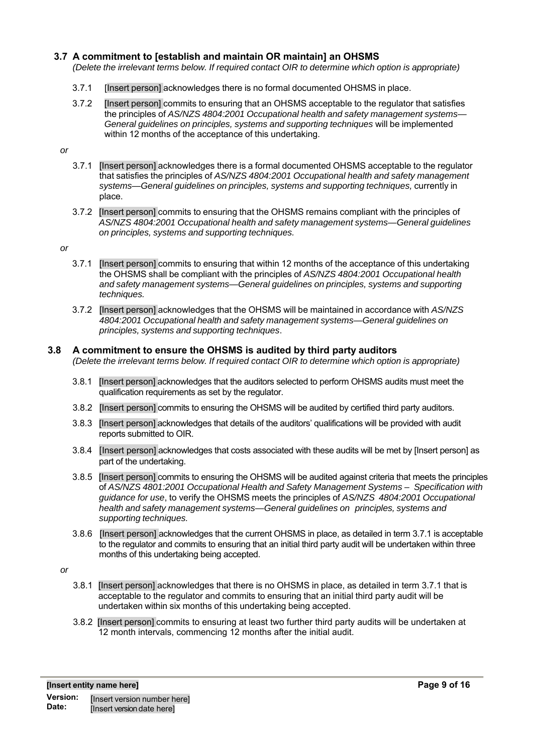### 3.7 A commitment to [establish and maintain OR maintain] an OHSMS

*(Delete the irrelevant terms below. If required contact OIR to determine which option is appropriate)*

3.7.1 [Insert person] acknowledges there is no formal documented OHSMS in place.

3.7.2 [Insert person] commits to ensuring that an OHSMS acceptable to the regulator that satisfies the principles of *AS/NZS 4804:2001 Occupational health and safety management systems—General guidelines on principles, systems and supporting techniques* will be implemented within 12 months of the acceptance of this undertaking.

*or*

3.7.1 [Insert person] acknowledges there is a formal documented OHSMS acceptable to the regulator that satisfies the principles of *AS/NZS 4804:2001 Occupational health and safety management systems—General guidelines on principles, systems and supporting techniques,* currently in place.

3.7.2 [Insert person] commits to ensuring that the OHSMS remains compliant with the principles of *AS/NZS 4804:2001 Occupational health and safety management systems—General guidelines on principles, systems and supporting techniques.*

*or*

3.7.1 [Insert person] commits to ensuring that within 12 months of the acceptance of this undertaking the OHSMS shall be compliant with the principles of *AS/NZS 4804:2001 Occupational health and safety management systems—General guidelines on principles, systems and supporting techniques.*

3.7.2 [Insert person] acknowledges that the OHSMS will be maintained in accordance with *AS/NZS 4804:2001 Occupational health and safety management systems—General guidelines on principles, systems and supporting techniques*.

### 3.8 A commitment to ensure the OHSMS is audited by third party auditors

*(Delete the irrelevant terms below. If required contact OIR to determine which option is appropriate)*

3.8.1 [Insert person] acknowledges that the auditors selected to perform OHSMS audits must meet the qualification requirements as set by the regulator.

3.8.2 [Insert person] commits to ensuring the OHSMS will be audited by certified third party auditors.

3.8.3 [Insert person] acknowledges that details of the auditors' qualifications will be provided with audit reports submitted to OIR.

3.8.4 [Insert person] acknowledges that costs associated with these audits will be met by [Insert person] as part of the undertaking.

3.8.5 [Insert person] commits to ensuring the OHSMS will be audited against criteria that meets the principles of *AS/NZS 4801:2001 Occupational Health and Safety Management Systems – Specification with guidance for use*, to verify the OHSMS meets the principles of *AS/NZS 4804:2001 Occupational health and safety management systems—General guidelines on principles, systems and supporting techniques.*

3.8.6 [Insert person] acknowledges that the current OHSMS in place, as detailed in term 3.7.1 is acceptable to the regulator and commits to ensuring that an initial third party audit will be undertaken within three months of this undertaking being accepted.

*or*

3.8.1 [Insert person] acknowledges that there is no OHSMS in place, as detailed in term 3.7.1 that is acceptable to the regulator and commits to ensuring that an initial third party audit will be undertaken within six months of this undertaking being accepted.

3.8.2 [Insert person] commits to ensuring at least two further third party audits will be undertaken at 12 month intervals, commencing 12 months after the initial audit.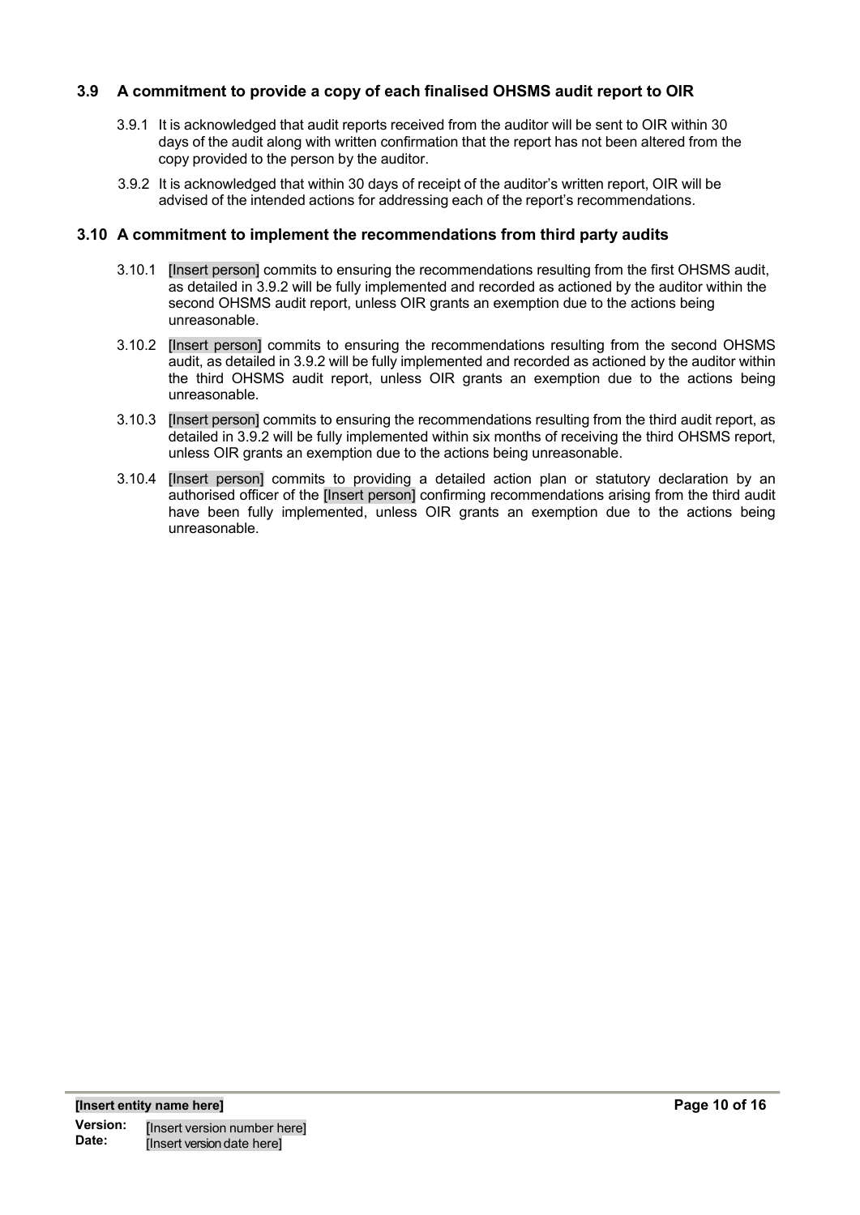### 3.9 A commitment to provide a copy of each finalised OHSMS audit report to OIR

3.9.1 It is acknowledged that audit reports received from the auditor will be sent to OIR within 30 days of the audit along with written confirmation that the report has not been altered from the copy provided to the person by the auditor.

3.9.2 It is acknowledged that within 30 days of receipt of the auditor's written report, OIR will be advised of the intended actions for addressing each of the report's recommendations.

### 3.10 A commitment to implement the recommendations from third party audits

3.10.1 [Insert person] commits to ensuring the recommendations resulting from the first OHSMS audit, as detailed in 3.9.2 will be fully implemented and recorded as actioned by the auditor within the second OHSMS audit report, unless OIR grants an exemption due to the actions being unreasonable.

3.10.2 [Insert person] commits to ensuring the recommendations resulting from the second OHSMS audit, as detailed in 3.9.2 will be fully implemented and recorded as actioned by the auditor within the third OHSMS audit report, unless OIR grants an exemption due to the actions being unreasonable.

3.10.3 [Insert person] commits to ensuring the recommendations resulting from the third audit report, as detailed in 3.9.2 will be fully implemented within six months of receiving the third OHSMS report, unless OIR grants an exemption due to the actions being unreasonable.

3.10.4 [Insert person] commits to providing a detailed action plan or statutory declaration by an authorised officer of the [Insert person] confirming recommendations arising from the third audit have been fully implemented, unless OIR grants an exemption due to the actions being unreasonable.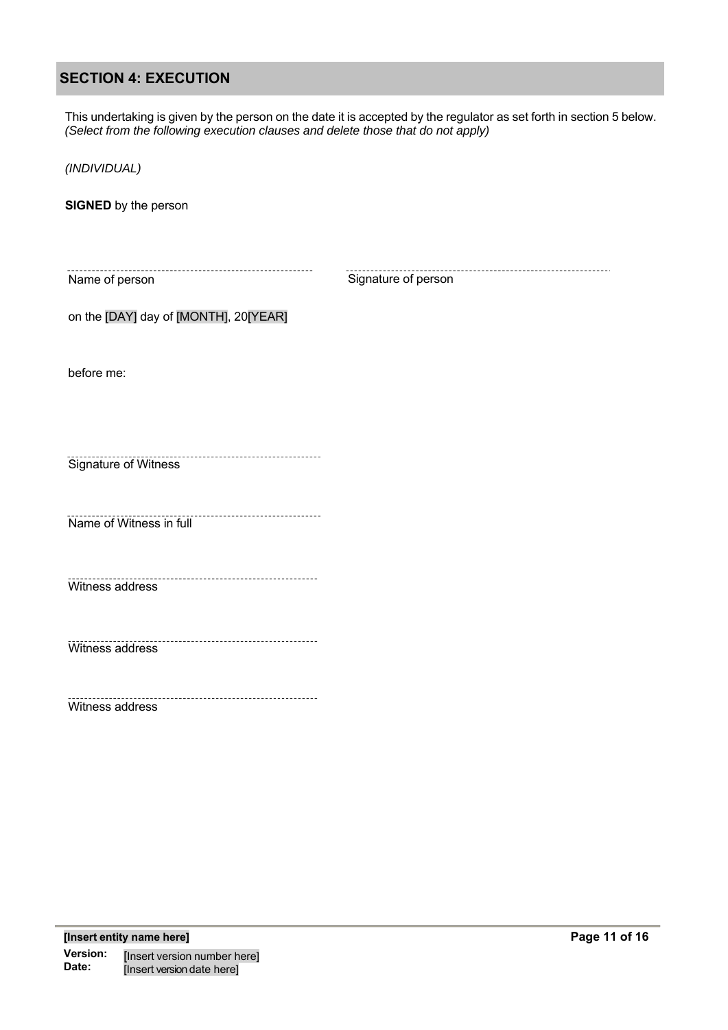## SECTION 4: EXECUTION

This undertaking is given by the person on the date it is accepted by the regulator as set forth in section 5 below. *(Select from the following execution clauses and delete those that do not apply)*

*(INDIVIDUAL)*

**SIGNED** by the person

| ............................................................ | ............................................................ |
|---|---|
| Name of person | Signature of person |

on the [DAY] day of [MONTH], 20[YEAR]

before me:

............................................................
Signature of Witness

............................................................
Name of Witness in full

............................................................
Witness address

............................................................
Witness address

............................................................
Witness address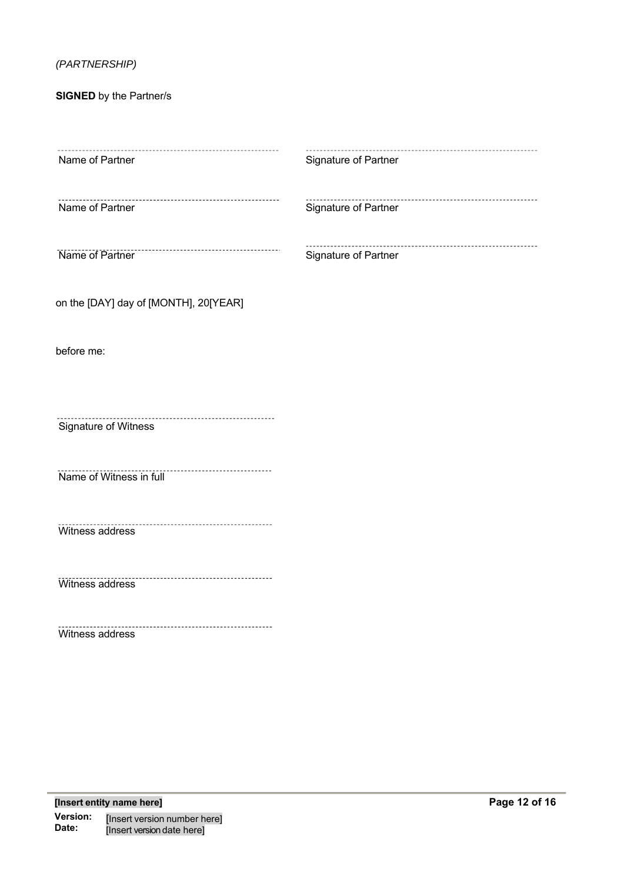*(PARTNERSHIP)*

**SIGNED** by the Partner/s

| | |
|---|---|
| ............................................................ | ............................................................ |
| Name of Partner | Signature of Partner |
| ............................................................ | ............................................................ |
| Name of Partner | Signature of Partner |
| ............................................................ | ............................................................ |
| Name of Partner | Signature of Partner |

on the [DAY] day of [MONTH], 20[YEAR]

before me:

............................................................

Signature of Witness

............................................................

Name of Witness in full

............................................................

Witness address

............................................................

Witness address

............................................................

Witness address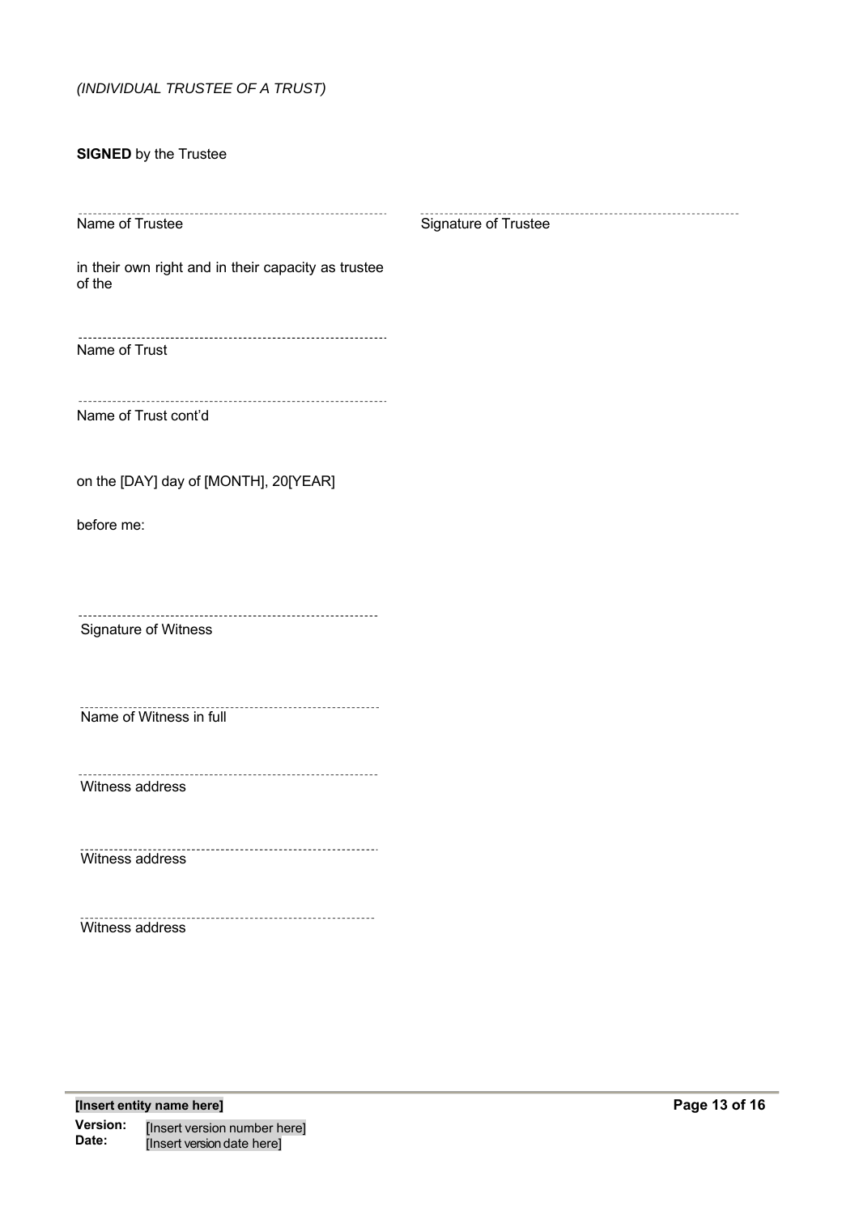*(INDIVIDUAL TRUSTEE OF A TRUST)*

**SIGNED** by the Trustee

| ------------------------------------------------ | ------------------------------------------------ |
|---|---|
| Name of Trustee | Signature of Trustee |

in their own right and in their capacity as trustee of the

------------------------------------------------
Name of Trust

------------------------------------------------
Name of Trust cont'd

on the [DAY] day of [MONTH], 20[YEAR]

before me:

------------------------------------------------
Signature of Witness

------------------------------------------------
Name of Witness in full

------------------------------------------------
Witness address

------------------------------------------------
Witness address

------------------------------------------------
Witness address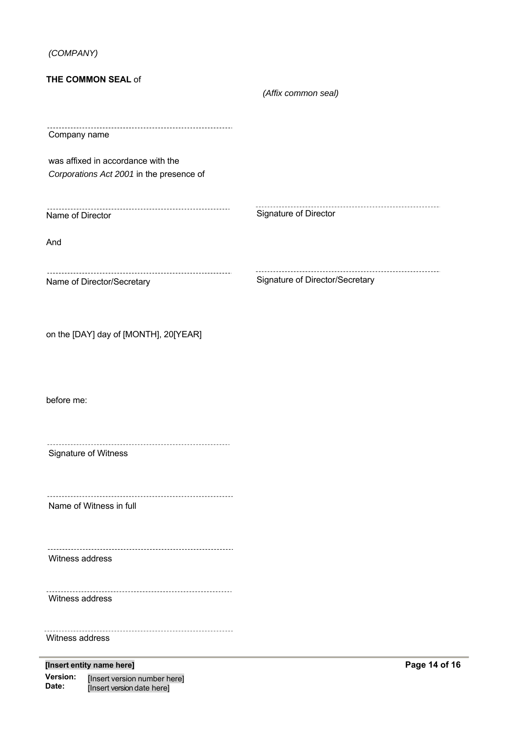*(COMPANY)*

**THE COMMON SEAL** of

*(Affix common seal)*

------------------------------------------------------------------
Company name

was affixed in accordance with the *Corporations Act 2001* in the presence of

------------------------------------------------------------------
Name of Director

------------------------------------------------------------------
Signature of Director

And

------------------------------------------------------------------
Name of Director/Secretary

------------------------------------------------------------------
Signature of Director/Secretary

on the [DAY] day of [MONTH], 20[YEAR]

before me:

------------------------------------------------------------------
Signature of Witness

------------------------------------------------------------------
Name of Witness in full

------------------------------------------------------------------
Witness address

------------------------------------------------------------------
Witness address

------------------------------------------------------------------
Witness address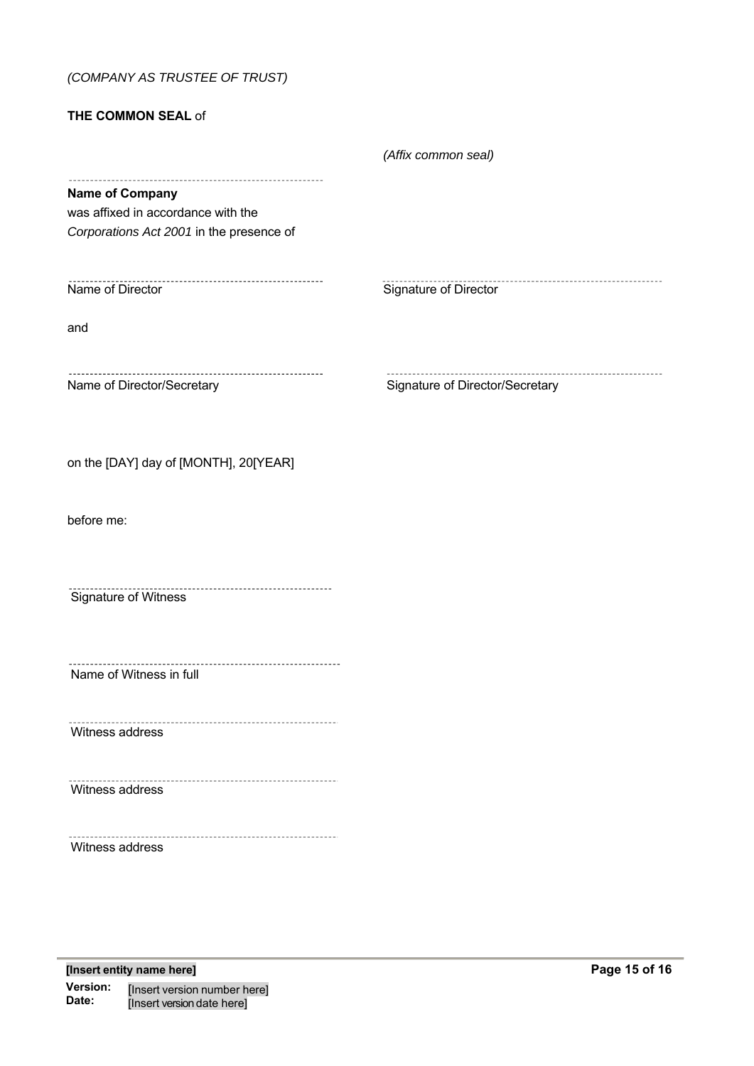*(COMPANY AS TRUSTEE OF TRUST)*

**THE COMMON SEAL** of

*(Affix common seal)*

---

**Name of Company**
was affixed in accordance with the *Corporations Act 2001* in the presence of

| | |
|---|---|
| ------------------------------------ | ------------------------------------ |
| Name of Director | Signature of Director |

and

| | |
|---|---|
| ------------------------------------ | ------------------------------------ |
| Name of Director/Secretary | Signature of Director/Secretary |

on the [DAY] day of [MONTH], 20[YEAR]

before me:

------------------------------------
Signature of Witness

------------------------------------
Name of Witness in full

------------------------------------
Witness address

------------------------------------
Witness address

------------------------------------
Witness address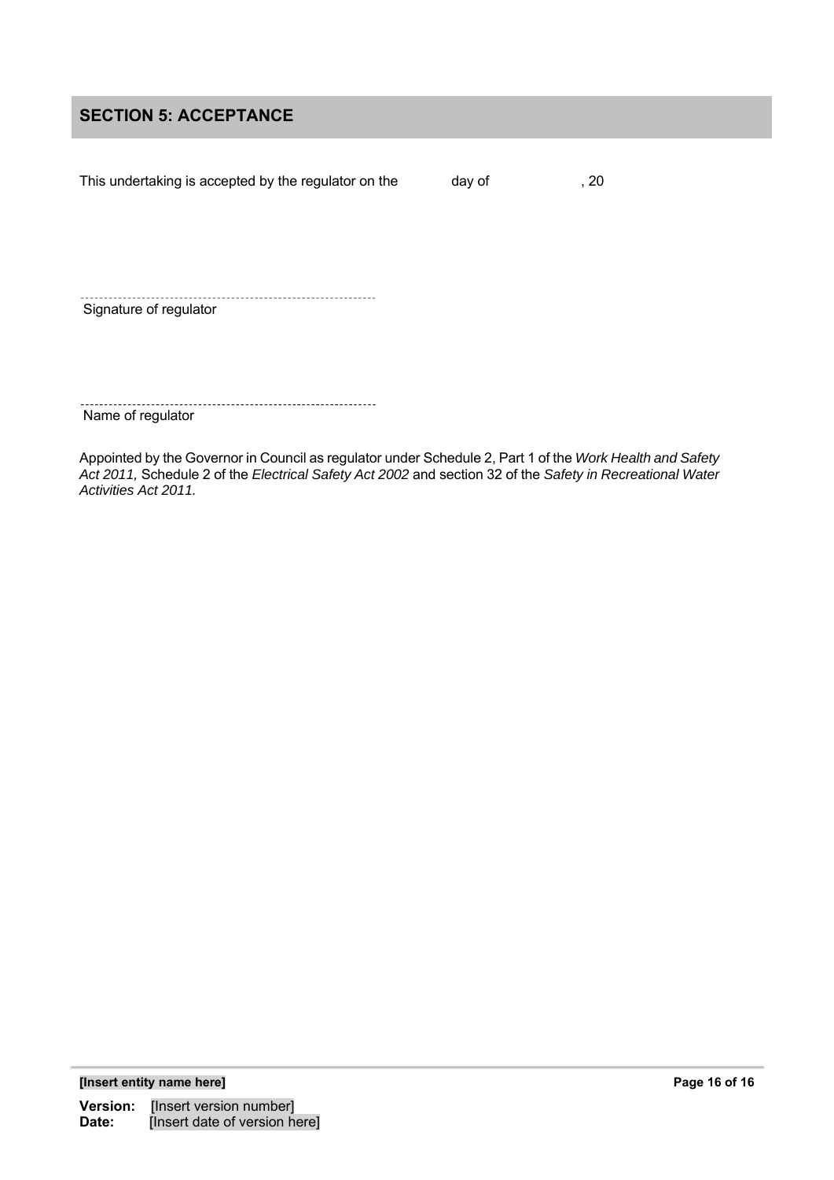## SECTION 5: ACCEPTANCE

This undertaking is accepted by the regulator on the day of , 20

-----------------------------------------------------------------
Signature of regulator

-----------------------------------------------------------------
Name of regulator

Appointed by the Governor in Council as regulator under Schedule 2, Part 1 of the *Work Health and Safety Act 2011,* Schedule 2 of the *Electrical Safety Act 2002* and section 32 of the *Safety in Recreational Water Activities Act 2011.*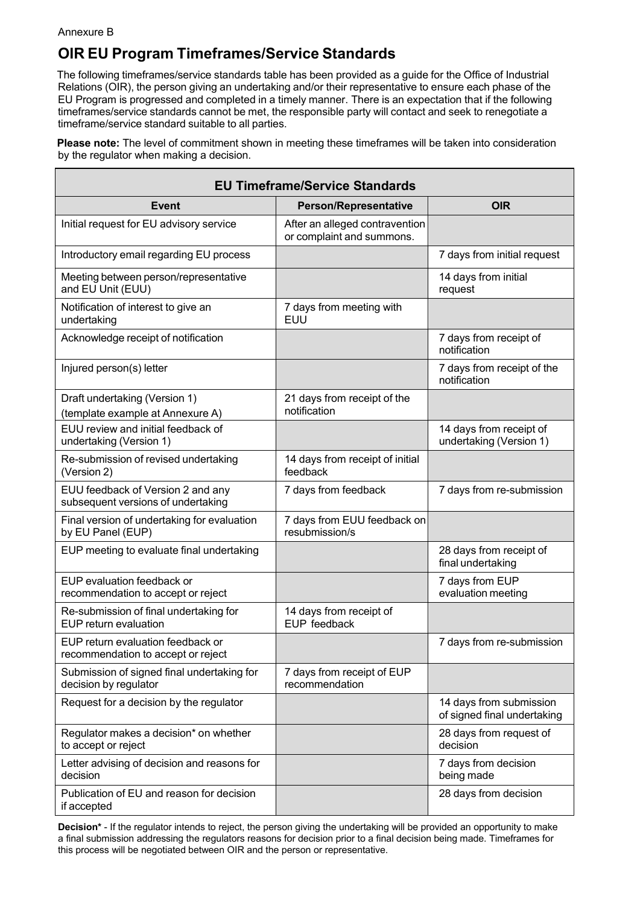Annexure B

# OIR EU Program Timeframes/Service Standards

The following timeframes/service standards table has been provided as a guide for the Office of Industrial Relations (OIR), the person giving an undertaking and/or their representative to ensure each phase of the EU Program is progressed and completed in a timely manner. There is an expectation that if the following timeframes/service standards cannot be met, the responsible party will contact and seek to renegotiate a timeframe/service standard suitable to all parties.

**Please note:** The level of commitment shown in meeting these timeframes will be taken into consideration by the regulator when making a decision.

| **EU Timeframe/Service Standards** | | |
|---|---|---|
| **Event** | **Person/Representative** | **OIR** |
| Initial request for EU advisory service | After an alleged contravention or complaint and summons. | |
| Introductory email regarding EU process | | 7 days from initial request |
| Meeting between person/representative and EU Unit (EUU) | | 14 days from initial request |
| Notification of interest to give an undertaking | 7 days from meeting with EUU | |
| Acknowledge receipt of notification | | 7 days from receipt of notification |
| Injured person(s) letter | | 7 days from receipt of the notification |
| Draft undertaking (Version 1)<br>(template example at Annexure A) | 21 days from receipt of the notification | |
| EUU review and initial feedback of undertaking (Version 1) | | 14 days from receipt of undertaking (Version 1) |
| Re-submission of revised undertaking (Version 2) | 14 days from receipt of initial feedback | |
| EUU feedback of Version 2 and any subsequent versions of undertaking | 7 days from feedback | 7 days from re-submission |
| Final version of undertaking for evaluation by EU Panel (EUP) | 7 days from EUU feedback on resubmission/s | |
| EUP meeting to evaluate final undertaking | | 28 days from receipt of final undertaking |
| EUP evaluation feedback or recommendation to accept or reject | | 7 days from EUP evaluation meeting |
| Re-submission of final undertaking for EUP return evaluation | 14 days from receipt of EUP feedback | |
| EUP return evaluation feedback or recommendation to accept or reject | | 7 days from re-submission |
| Submission of signed final undertaking for decision by regulator | 7 days from receipt of EUP recommendation | |
| Request for a decision by the regulator | | 14 days from submission of signed final undertaking |
| Regulator makes a decision* on whether to accept or reject | | 28 days from request of decision |
| Letter advising of decision and reasons for decision | | 7 days from decision being made |
| Publication of EU and reason for decision if accepted | | 28 days from decision |

**Decision*** - If the regulator intends to reject, the person giving the undertaking will be provided an opportunity to make a final submission addressing the regulators reasons for decision prior to a final decision being made. Timeframes for this process will be negotiated between OIR and the person or representative.